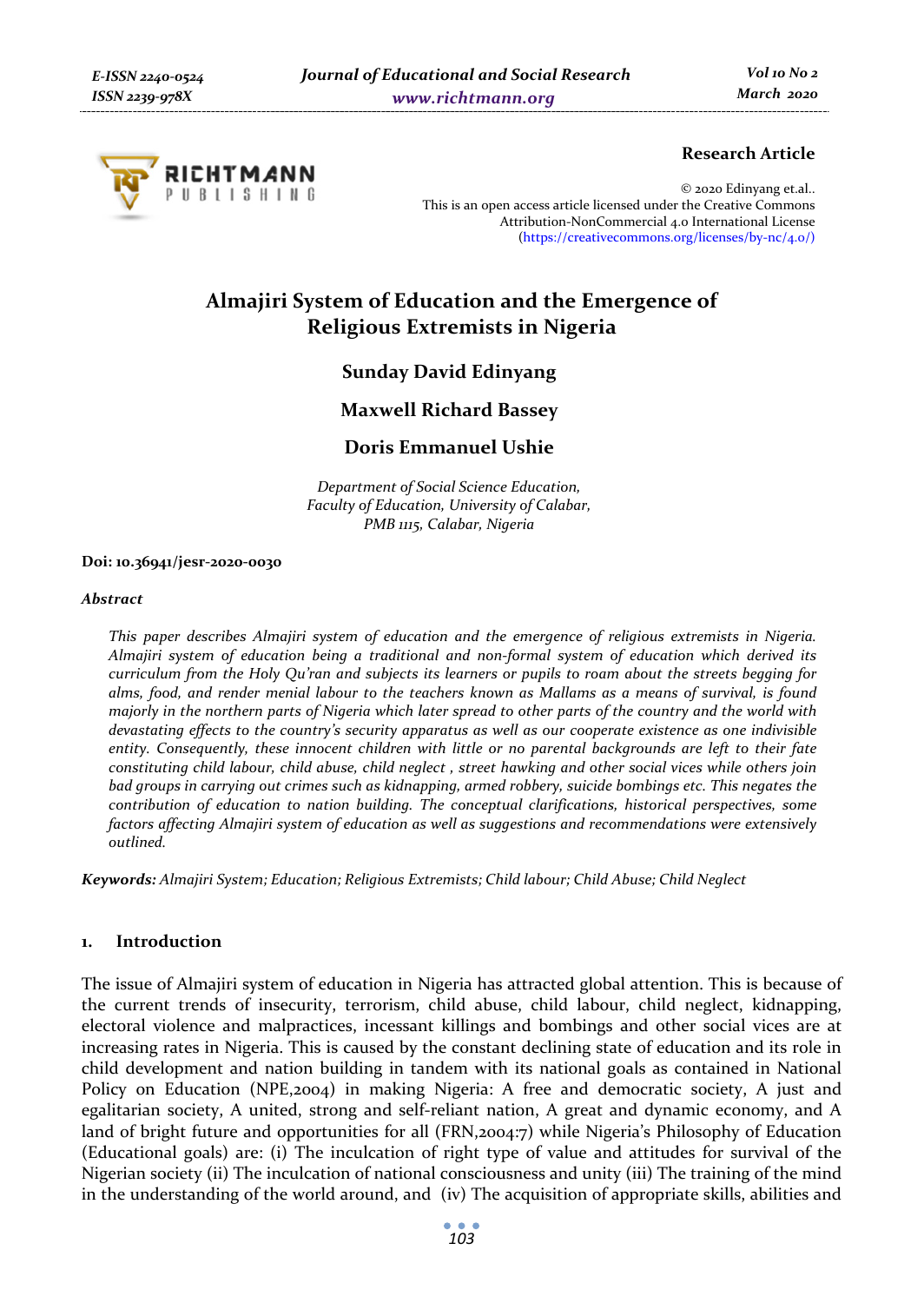Research Article

© 2020 Edinyang et.al..
This is an open access article licensed under the Creative Commons Attribution-NonCommercial 4.0 International License (https://creativecommons.org/licenses/by-nc/4.0/)

# Almajiri System of Education and the Emergence of Religious Extremists in Nigeria

**Sunday David Edinyang**

**Maxwell Richard Bassey**

**Doris Emmanuel Ushie**

*Department of Social Science Education,*
*Faculty of Education, University of Calabar,*
*PMB 1115, Calabar, Nigeria*

**Doi: 10.36941/jesr-2020-0030**

### *Abstract*

*This paper describes Almajiri system of education and the emergence of religious extremists in Nigeria. Almajiri system of education being a traditional and non-formal system of education which derived its curriculum from the Holy Qu'ran and subjects its learners or pupils to roam about the streets begging for alms, food, and render menial labour to the teachers known as Mallams as a means of survival, is found majorly in the northern parts of Nigeria which later spread to other parts of the country and the world with devastating effects to the country's security apparatus as well as our cooperate existence as one indivisible entity. Consequently, these innocent children with little or no parental backgrounds are left to their fate constituting child labour, child abuse, child neglect , street hawking and other social vices while others join bad groups in carrying out crimes such as kidnapping, armed robbery, suicide bombings etc. This negates the contribution of education to nation building. The conceptual clarifications, historical perspectives, some factors affecting Almajiri system of education as well as suggestions and recommendations were extensively outlined.*

***Keywords:*** *Almajiri System; Education; Religious Extremists; Child labour; Child Abuse; Child Neglect*

## 1. Introduction

The issue of Almajiri system of education in Nigeria has attracted global attention. This is because of the current trends of insecurity, terrorism, child abuse, child labour, child neglect, kidnapping, electoral violence and malpractices, incessant killings and bombings and other social vices are at increasing rates in Nigeria. This is caused by the constant declining state of education and its role in child development and nation building in tandem with its national goals as contained in National Policy on Education (NPE,2004) in making Nigeria: A free and democratic society, A just and egalitarian society, A united, strong and self-reliant nation, A great and dynamic economy, and A land of bright future and opportunities for all (FRN,2004:7) while Nigeria's Philosophy of Education (Educational goals) are: (i) The inculcation of right type of value and attitudes for survival of the Nigerian society (ii) The inculcation of national consciousness and unity (iii) The training of the mind in the understanding of the world around, and (iv) The acquisition of appropriate skills, abilities and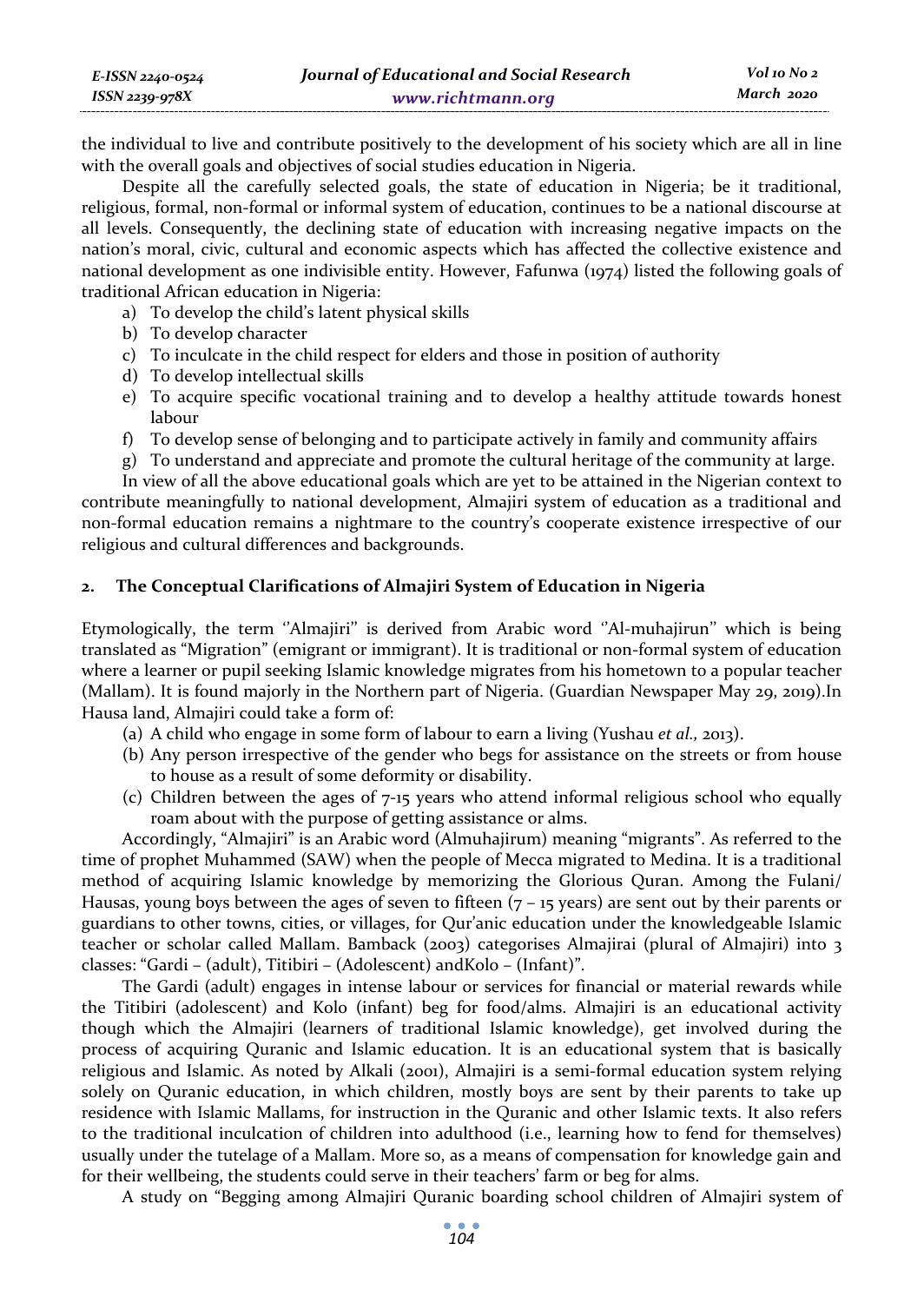the individual to live and contribute positively to the development of his society which are all in line with the overall goals and objectives of social studies education in Nigeria.

Despite all the carefully selected goals, the state of education in Nigeria; be it traditional, religious, formal, non-formal or informal system of education, continues to be a national discourse at all levels. Consequently, the declining state of education with increasing negative impacts on the nation's moral, civic, cultural and economic aspects which has affected the collective existence and national development as one indivisible entity. However, Fafunwa (1974) listed the following goals of traditional African education in Nigeria:

a) To develop the child's latent physical skills
b) To develop character
c) To inculcate in the child respect for elders and those in position of authority
d) To develop intellectual skills
e) To acquire specific vocational training and to develop a healthy attitude towards honest labour
f) To develop sense of belonging and to participate actively in family and community affairs
g) To understand and appreciate and promote the cultural heritage of the community at large.

In view of all the above educational goals which are yet to be attained in the Nigerian context to contribute meaningfully to national development, Almajiri system of education as a traditional and non-formal education remains a nightmare to the country's cooperate existence irrespective of our religious and cultural differences and backgrounds.

## 2. The Conceptual Clarifications of Almajiri System of Education in Nigeria

Etymologically, the term ''Almajiri" is derived from Arabic word ''Al-muhajirun" which is being translated as "Migration" (emigrant or immigrant). It is traditional or non-formal system of education where a learner or pupil seeking Islamic knowledge migrates from his hometown to a popular teacher (Mallam). It is found majorly in the Northern part of Nigeria. (Guardian Newspaper May 29, 2019).In Hausa land, Almajiri could take a form of:

(a) A child who engage in some form of labour to earn a living (Yushau *et al.,* 2013).
(b) Any person irrespective of the gender who begs for assistance on the streets or from house to house as a result of some deformity or disability.
(c) Children between the ages of 7-15 years who attend informal religious school who equally roam about with the purpose of getting assistance or alms.

Accordingly, "Almajiri" is an Arabic word (Almuhajirum) meaning "migrants". As referred to the time of prophet Muhammed (SAW) when the people of Mecca migrated to Medina. It is a traditional method of acquiring Islamic knowledge by memorizing the Glorious Quran. Among the Fulani/ Hausas, young boys between the ages of seven to fifteen (7 – 15 years) are sent out by their parents or guardians to other towns, cities, or villages, for Qur'anic education under the knowledgeable Islamic teacher or scholar called Mallam. Bamback (2003) categorises Almajirai (plural of Almajiri) into 3 classes: "Gardi – (adult), Titibiri – (Adolescent) andKolo – (Infant)".

The Gardi (adult) engages in intense labour or services for financial or material rewards while the Titibiri (adolescent) and Kolo (infant) beg for food/alms. Almajiri is an educational activity though which the Almajiri (learners of traditional Islamic knowledge), get involved during the process of acquiring Quranic and Islamic education. It is an educational system that is basically religious and Islamic. As noted by Alkali (2001), Almajiri is a semi-formal education system relying solely on Quranic education, in which children, mostly boys are sent by their parents to take up residence with Islamic Mallams, for instruction in the Quranic and other Islamic texts. It also refers to the traditional inculcation of children into adulthood (i.e., learning how to fend for themselves) usually under the tutelage of a Mallam. More so, as a means of compensation for knowledge gain and for their wellbeing, the students could serve in their teachers' farm or beg for alms.

A study on "Begging among Almajiri Quranic boarding school children of Almajiri system of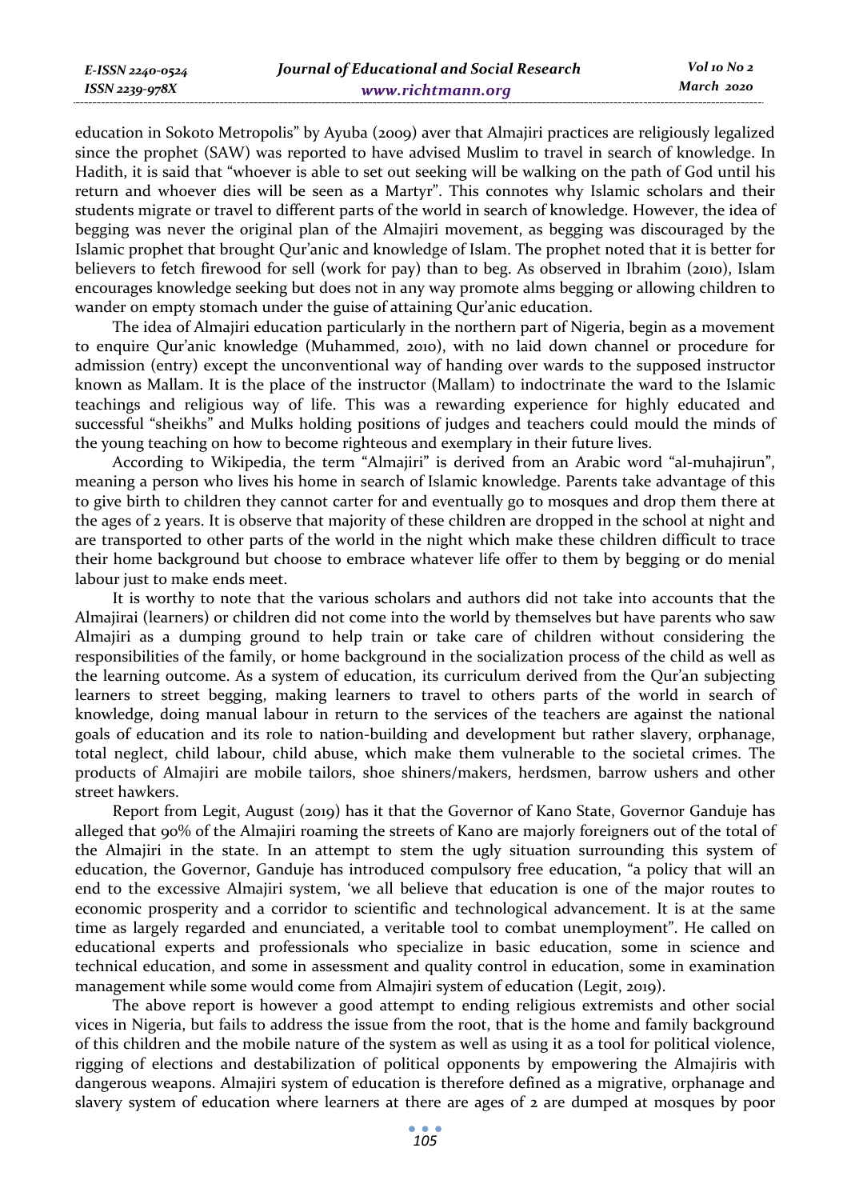education in Sokoto Metropolis" by Ayuba (2009) aver that Almajiri practices are religiously legalized since the prophet (SAW) was reported to have advised Muslim to travel in search of knowledge. In Hadith, it is said that "whoever is able to set out seeking will be walking on the path of God until his return and whoever dies will be seen as a Martyr". This connotes why Islamic scholars and their students migrate or travel to different parts of the world in search of knowledge. However, the idea of begging was never the original plan of the Almajiri movement, as begging was discouraged by the Islamic prophet that brought Qur'anic and knowledge of Islam. The prophet noted that it is better for believers to fetch firewood for sell (work for pay) than to beg. As observed in Ibrahim (2010), Islam encourages knowledge seeking but does not in any way promote alms begging or allowing children to wander on empty stomach under the guise of attaining Qur'anic education.

The idea of Almajiri education particularly in the northern part of Nigeria, begin as a movement to enquire Qur'anic knowledge (Muhammed, 2010), with no laid down channel or procedure for admission (entry) except the unconventional way of handing over wards to the supposed instructor known as Mallam. It is the place of the instructor (Mallam) to indoctrinate the ward to the Islamic teachings and religious way of life. This was a rewarding experience for highly educated and successful "sheikhs" and Mulks holding positions of judges and teachers could mould the minds of the young teaching on how to become righteous and exemplary in their future lives.

According to Wikipedia, the term "Almajiri" is derived from an Arabic word "al-muhajirun", meaning a person who lives his home in search of Islamic knowledge. Parents take advantage of this to give birth to children they cannot carter for and eventually go to mosques and drop them there at the ages of 2 years. It is observe that majority of these children are dropped in the school at night and are transported to other parts of the world in the night which make these children difficult to trace their home background but choose to embrace whatever life offer to them by begging or do menial labour just to make ends meet.

It is worthy to note that the various scholars and authors did not take into accounts that the Almajirai (learners) or children did not come into the world by themselves but have parents who saw Almajiri as a dumping ground to help train or take care of children without considering the responsibilities of the family, or home background in the socialization process of the child as well as the learning outcome. As a system of education, its curriculum derived from the Qur'an subjecting learners to street begging, making learners to travel to others parts of the world in search of knowledge, doing manual labour in return to the services of the teachers are against the national goals of education and its role to nation-building and development but rather slavery, orphanage, total neglect, child labour, child abuse, which make them vulnerable to the societal crimes. The products of Almajiri are mobile tailors, shoe shiners/makers, herdsmen, barrow ushers and other street hawkers.

Report from Legit, August (2019) has it that the Governor of Kano State, Governor Ganduje has alleged that 90% of the Almajiri roaming the streets of Kano are majorly foreigners out of the total of the Almajiri in the state. In an attempt to stem the ugly situation surrounding this system of education, the Governor, Ganduje has introduced compulsory free education, "a policy that will an end to the excessive Almajiri system, 'we all believe that education is one of the major routes to economic prosperity and a corridor to scientific and technological advancement. It is at the same time as largely regarded and enunciated, a veritable tool to combat unemployment". He called on educational experts and professionals who specialize in basic education, some in science and technical education, and some in assessment and quality control in education, some in examination management while some would come from Almajiri system of education (Legit, 2019).

The above report is however a good attempt to ending religious extremists and other social vices in Nigeria, but fails to address the issue from the root, that is the home and family background of this children and the mobile nature of the system as well as using it as a tool for political violence, rigging of elections and destabilization of political opponents by empowering the Almajiris with dangerous weapons. Almajiri system of education is therefore defined as a migrative, orphanage and slavery system of education where learners at there are ages of 2 are dumped at mosques by poor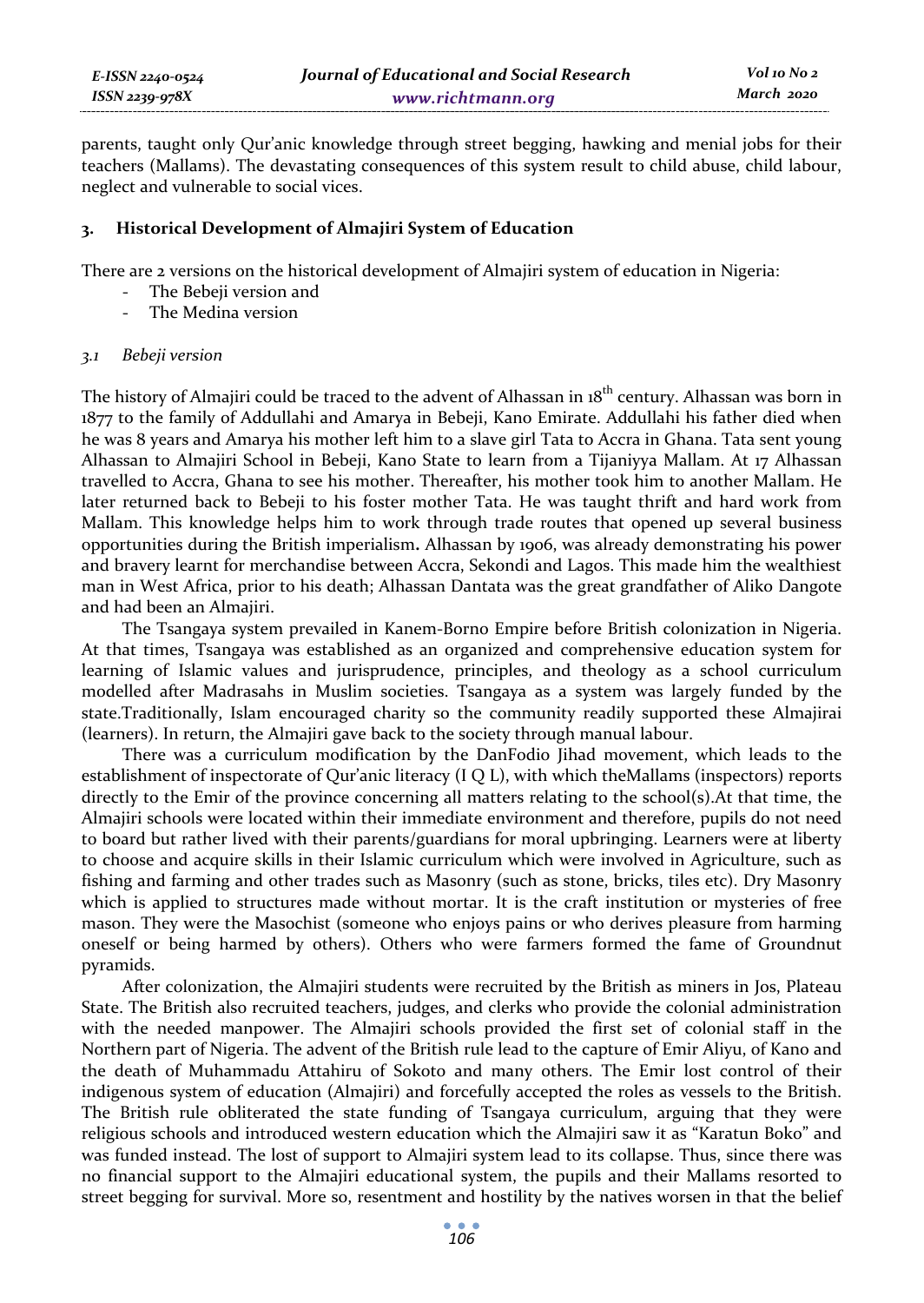parents, taught only Qur'anic knowledge through street begging, hawking and menial jobs for their teachers (Mallams). The devastating consequences of this system result to child abuse, child labour, neglect and vulnerable to social vices.

## 3. Historical Development of Almajiri System of Education

There are 2 versions on the historical development of Almajiri system of education in Nigeria:

- The Bebeji version and
- The Medina version

### *3.1 Bebeji version*

The history of Almajiri could be traced to the advent of Alhassan in 18[th] century. Alhassan was born in 1877 to the family of Addullahi and Amarya in Bebeji, Kano Emirate. Addullahi his father died when he was 8 years and Amarya his mother left him to a slave girl Tata to Accra in Ghana. Tata sent young Alhassan to Almajiri School in Bebeji, Kano State to learn from a Tijaniyya Mallam. At 17 Alhassan travelled to Accra, Ghana to see his mother. Thereafter, his mother took him to another Mallam. He later returned back to Bebeji to his foster mother Tata. He was taught thrift and hard work from Mallam. This knowledge helps him to work through trade routes that opened up several business opportunities during the British imperialism**.** Alhassan by 1906, was already demonstrating his power and bravery learnt for merchandise between Accra, Sekondi and Lagos. This made him the wealthiest man in West Africa, prior to his death; Alhassan Dantata was the great grandfather of Aliko Dangote and had been an Almajiri.

The Tsangaya system prevailed in Kanem-Borno Empire before British colonization in Nigeria. At that times, Tsangaya was established as an organized and comprehensive education system for learning of Islamic values and jurisprudence, principles, and theology as a school curriculum modelled after Madrasahs in Muslim societies. Tsangaya as a system was largely funded by the state.Traditionally, Islam encouraged charity so the community readily supported these Almajirai (learners). In return, the Almajiri gave back to the society through manual labour.

There was a curriculum modification by the DanFodio Jihad movement, which leads to the establishment of inspectorate of Qur'anic literacy (I Q L), with which theMallams (inspectors) reports directly to the Emir of the province concerning all matters relating to the school(s).At that time, the Almajiri schools were located within their immediate environment and therefore, pupils do not need to board but rather lived with their parents/guardians for moral upbringing. Learners were at liberty to choose and acquire skills in their Islamic curriculum which were involved in Agriculture, such as fishing and farming and other trades such as Masonry (such as stone, bricks, tiles etc). Dry Masonry which is applied to structures made without mortar. It is the craft institution or mysteries of free mason. They were the Masochist (someone who enjoys pains or who derives pleasure from harming oneself or being harmed by others). Others who were farmers formed the fame of Groundnut pyramids.

After colonization, the Almajiri students were recruited by the British as miners in Jos, Plateau State. The British also recruited teachers, judges, and clerks who provide the colonial administration with the needed manpower. The Almajiri schools provided the first set of colonial staff in the Northern part of Nigeria. The advent of the British rule lead to the capture of Emir Aliyu, of Kano and the death of Muhammadu Attahiru of Sokoto and many others. The Emir lost control of their indigenous system of education (Almajiri) and forcefully accepted the roles as vessels to the British. The British rule obliterated the state funding of Tsangaya curriculum, arguing that they were religious schools and introduced western education which the Almajiri saw it as "Karatun Boko" and was funded instead. The lost of support to Almajiri system lead to its collapse. Thus, since there was no financial support to the Almajiri educational system, the pupils and their Mallams resorted to street begging for survival. More so, resentment and hostility by the natives worsen in that the belief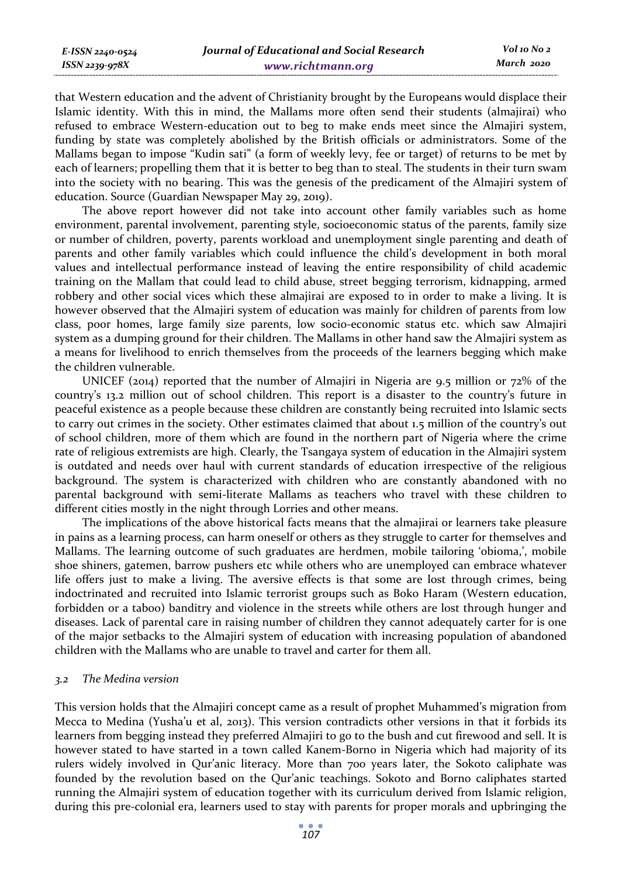that Western education and the advent of Christianity brought by the Europeans would displace their Islamic identity. With this in mind, the Mallams more often send their students (almajirai) who refused to embrace Western-education out to beg to make ends meet since the Almajiri system, funding by state was completely abolished by the British officials or administrators. Some of the Mallams began to impose "Kudin sati" (a form of weekly levy, fee or target) of returns to be met by each of learners; propelling them that it is better to beg than to steal. The students in their turn swam into the society with no bearing. This was the genesis of the predicament of the Almajiri system of education. Source (Guardian Newspaper May 29, 2019).

The above report however did not take into account other family variables such as home environment, parental involvement, parenting style, socioeconomic status of the parents, family size or number of children, poverty, parents workload and unemployment single parenting and death of parents and other family variables which could influence the child's development in both moral values and intellectual performance instead of leaving the entire responsibility of child academic training on the Mallam that could lead to child abuse, street begging terrorism, kidnapping, armed robbery and other social vices which these almajirai are exposed to in order to make a living. It is however observed that the Almajiri system of education was mainly for children of parents from low class, poor homes, large family size parents, low socio-economic status etc. which saw Almajiri system as a dumping ground for their children. The Mallams in other hand saw the Almajiri system as a means for livelihood to enrich themselves from the proceeds of the learners begging which make the children vulnerable.

UNICEF (2014) reported that the number of Almajiri in Nigeria are 9.5 million or 72% of the country's 13.2 million out of school children. This report is a disaster to the country's future in peaceful existence as a people because these children are constantly being recruited into Islamic sects to carry out crimes in the society. Other estimates claimed that about 1.5 million of the country's out of school children, more of them which are found in the northern part of Nigeria where the crime rate of religious extremists are high. Clearly, the Tsangaya system of education in the Almajiri system is outdated and needs over haul with current standards of education irrespective of the religious background. The system is characterized with children who are constantly abandoned with no parental background with semi-literate Mallams as teachers who travel with these children to different cities mostly in the night through Lorries and other means.

The implications of the above historical facts means that the almajirai or learners take pleasure in pains as a learning process, can harm oneself or others as they struggle to carter for themselves and Mallams. The learning outcome of such graduates are herdmen, mobile tailoring 'obioma,', mobile shoe shiners, gatemen, barrow pushers etc while others who are unemployed can embrace whatever life offers just to make a living. The aversive effects is that some are lost through crimes, being indoctrinated and recruited into Islamic terrorist groups such as Boko Haram (Western education, forbidden or a taboo) banditry and violence in the streets while others are lost through hunger and diseases. Lack of parental care in raising number of children they cannot adequately carter for is one of the major setbacks to the Almajiri system of education with increasing population of abandoned children with the Mallams who are unable to travel and carter for them all.

### *3.2 The Medina version*

This version holds that the Almajiri concept came as a result of prophet Muhammed's migration from Mecca to Medina (Yusha'u et al, 2013). This version contradicts other versions in that it forbids its learners from begging instead they preferred Almajiri to go to the bush and cut firewood and sell. It is however stated to have started in a town called Kanem-Borno in Nigeria which had majority of its rulers widely involved in Qur'anic literacy. More than 700 years later, the Sokoto caliphate was founded by the revolution based on the Qur'anic teachings. Sokoto and Borno caliphates started running the Almajiri system of education together with its curriculum derived from Islamic religion, during this pre-colonial era, learners used to stay with parents for proper morals and upbringing the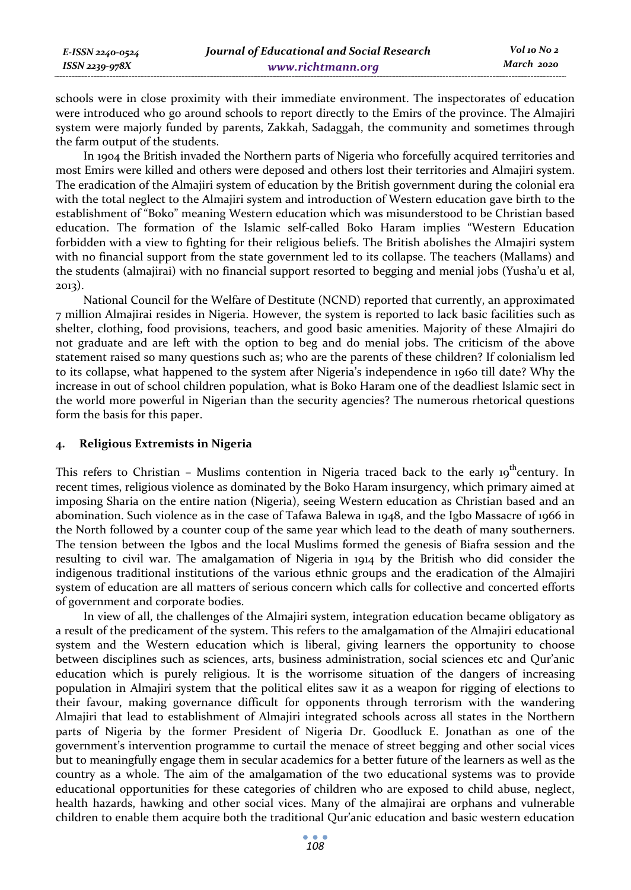schools were in close proximity with their immediate environment. The inspectorates of education were introduced who go around schools to report directly to the Emirs of the province. The Almajiri system were majorly funded by parents, Zakkah, Sadaggah, the community and sometimes through the farm output of the students.

In 1904 the British invaded the Northern parts of Nigeria who forcefully acquired territories and most Emirs were killed and others were deposed and others lost their territories and Almajiri system. The eradication of the Almajiri system of education by the British government during the colonial era with the total neglect to the Almajiri system and introduction of Western education gave birth to the establishment of "Boko" meaning Western education which was misunderstood to be Christian based education. The formation of the Islamic self-called Boko Haram implies "Western Education forbidden with a view to fighting for their religious beliefs. The British abolishes the Almajiri system with no financial support from the state government led to its collapse. The teachers (Mallams) and the students (almajirai) with no financial support resorted to begging and menial jobs (Yusha'u et al, 2013).

National Council for the Welfare of Destitute (NCND) reported that currently, an approximated 7 million Almajirai resides in Nigeria. However, the system is reported to lack basic facilities such as shelter, clothing, food provisions, teachers, and good basic amenities. Majority of these Almajiri do not graduate and are left with the option to beg and do menial jobs. The criticism of the above statement raised so many questions such as; who are the parents of these children? If colonialism led to its collapse, what happened to the system after Nigeria's independence in 1960 till date? Why the increase in out of school children population, what is Boko Haram one of the deadliest Islamic sect in the world more powerful in Nigerian than the security agencies? The numerous rhetorical questions form the basis for this paper.

## 4. Religious Extremists in Nigeria

This refers to Christian – Muslims contention in Nigeria traced back to the early 19th century. In recent times, religious violence as dominated by the Boko Haram insurgency, which primary aimed at imposing Sharia on the entire nation (Nigeria), seeing Western education as Christian based and an abomination. Such violence as in the case of Tafawa Balewa in 1948, and the Igbo Massacre of 1966 in the North followed by a counter coup of the same year which lead to the death of many southerners. The tension between the Igbos and the local Muslims formed the genesis of Biafra session and the resulting to civil war. The amalgamation of Nigeria in 1914 by the British who did consider the indigenous traditional institutions of the various ethnic groups and the eradication of the Almajiri system of education are all matters of serious concern which calls for collective and concerted efforts of government and corporate bodies.

In view of all, the challenges of the Almajiri system, integration education became obligatory as a result of the predicament of the system. This refers to the amalgamation of the Almajiri educational system and the Western education which is liberal, giving learners the opportunity to choose between disciplines such as sciences, arts, business administration, social sciences etc and Qur'anic education which is purely religious. It is the worrisome situation of the dangers of increasing population in Almajiri system that the political elites saw it as a weapon for rigging of elections to their favour, making governance difficult for opponents through terrorism with the wandering Almajiri that lead to establishment of Almajiri integrated schools across all states in the Northern parts of Nigeria by the former President of Nigeria Dr. Goodluck E. Jonathan as one of the government's intervention programme to curtail the menace of street begging and other social vices but to meaningfully engage them in secular academics for a better future of the learners as well as the country as a whole. The aim of the amalgamation of the two educational systems was to provide educational opportunities for these categories of children who are exposed to child abuse, neglect, health hazards, hawking and other social vices. Many of the almajirai are orphans and vulnerable children to enable them acquire both the traditional Qur'anic education and basic western education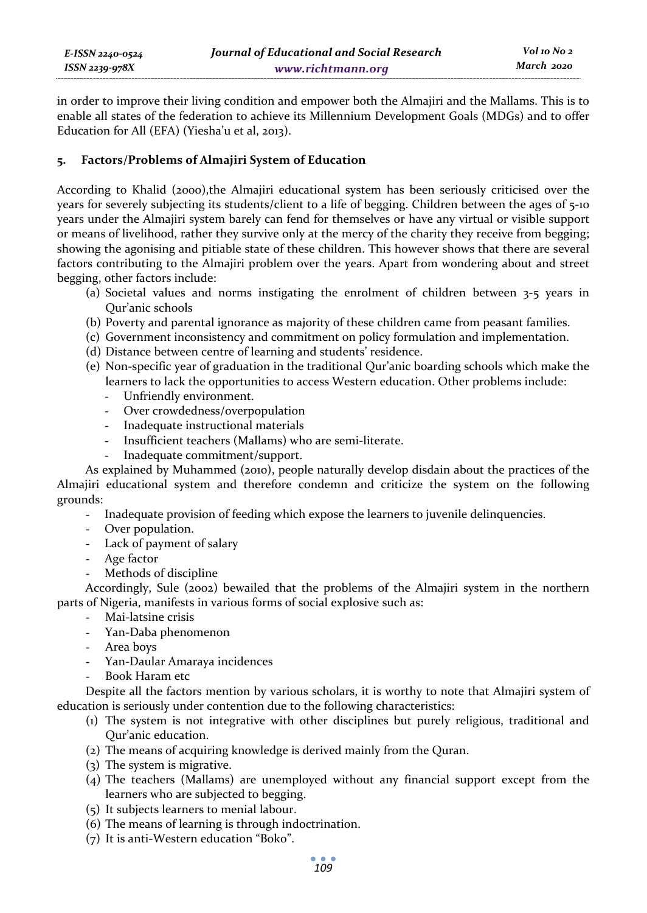in order to improve their living condition and empower both the Almajiri and the Mallams. This is to enable all states of the federation to achieve its Millennium Development Goals (MDGs) and to offer Education for All (EFA) (Yiesha'u et al, 2013).

## 5. Factors/Problems of Almajiri System of Education

According to Khalid (2000),the Almajiri educational system has been seriously criticised over the years for severely subjecting its students/client to a life of begging. Children between the ages of 5-10 years under the Almajiri system barely can fend for themselves or have any virtual or visible support or means of livelihood, rather they survive only at the mercy of the charity they receive from begging; showing the agonising and pitiable state of these children. This however shows that there are several factors contributing to the Almajiri problem over the years. Apart from wondering about and street begging, other factors include:

(a) Societal values and norms instigating the enrolment of children between 3-5 years in Qur'anic schools
(b) Poverty and parental ignorance as majority of these children came from peasant families.
(c) Government inconsistency and commitment on policy formulation and implementation.
(d) Distance between centre of learning and students' residence.
(e) Non-specific year of graduation in the traditional Qur'anic boarding schools which make the learners to lack the opportunities to access Western education. Other problems include:
   - Unfriendly environment.
   - Over crowdedness/overpopulation
   - Inadequate instructional materials
   - Insufficient teachers (Mallams) who are semi-literate.
   - Inadequate commitment/support.

As explained by Muhammed (2010), people naturally develop disdain about the practices of the Almajiri educational system and therefore condemn and criticize the system on the following grounds:

- Inadequate provision of feeding which expose the learners to juvenile delinquencies.
- Over population.
- Lack of payment of salary
- Age factor
- Methods of discipline

Accordingly, Sule (2002) bewailed that the problems of the Almajiri system in the northern parts of Nigeria, manifests in various forms of social explosive such as:

- Mai-latsine crisis
- Yan-Daba phenomenon
- Area boys
- Yan-Daular Amaraya incidences
- Book Haram etc

Despite all the factors mention by various scholars, it is worthy to note that Almajiri system of education is seriously under contention due to the following characteristics:

(1) The system is not integrative with other disciplines but purely religious, traditional and Qur'anic education.
(2) The means of acquiring knowledge is derived mainly from the Quran.
(3) The system is migrative.
(4) The teachers (Mallams) are unemployed without any financial support except from the learners who are subjected to begging.
(5) It subjects learners to menial labour.
(6) The means of learning is through indoctrination.
(7) It is anti-Western education "Boko".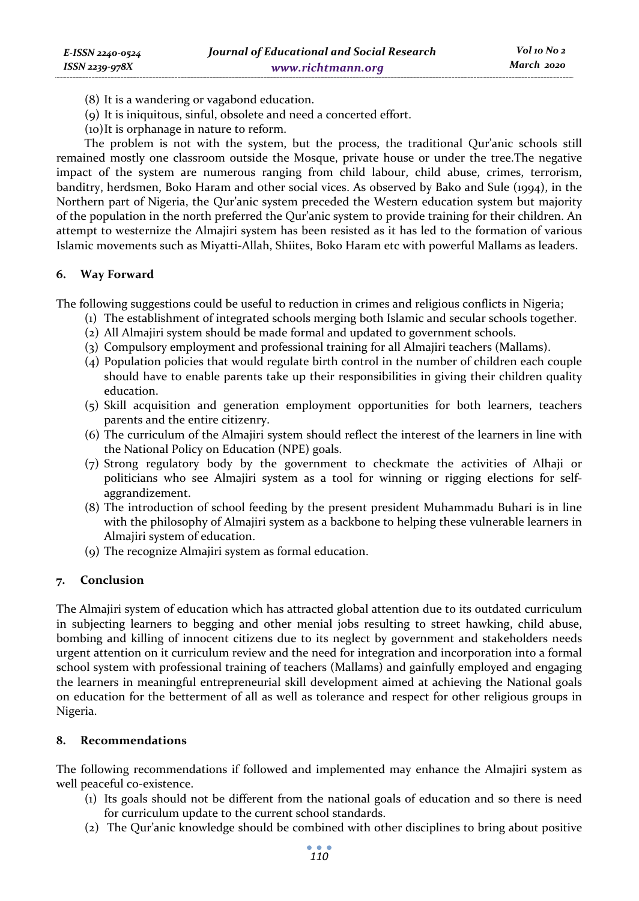(8) It is a wandering or vagabond education.
(9) It is iniquitous, sinful, obsolete and need a concerted effort.
(10) It is orphanage in nature to reform.

The problem is not with the system, but the process, the traditional Qur'anic schools still remained mostly one classroom outside the Mosque, private house or under the tree.The negative impact of the system are numerous ranging from child labour, child abuse, crimes, terrorism, banditry, herdsmen, Boko Haram and other social vices. As observed by Bako and Sule (1994), in the Northern part of Nigeria, the Qur'anic system preceded the Western education system but majority of the population in the north preferred the Qur'anic system to provide training for their children. An attempt to westernize the Almajiri system has been resisted as it has led to the formation of various Islamic movements such as Miyatti-Allah, Shiites, Boko Haram etc with powerful Mallams as leaders.

## 6. Way Forward

The following suggestions could be useful to reduction in crimes and religious conflicts in Nigeria;

(1) The establishment of integrated schools merging both Islamic and secular schools together.
(2) All Almajiri system should be made formal and updated to government schools.
(3) Compulsory employment and professional training for all Almajiri teachers (Mallams).
(4) Population policies that would regulate birth control in the number of children each couple should have to enable parents take up their responsibilities in giving their children quality education.
(5) Skill acquisition and generation employment opportunities for both learners, teachers parents and the entire citizenry.
(6) The curriculum of the Almajiri system should reflect the interest of the learners in line with the National Policy on Education (NPE) goals.
(7) Strong regulatory body by the government to checkmate the activities of Alhaji or politicians who see Almajiri system as a tool for winning or rigging elections for self-aggrandizement.
(8) The introduction of school feeding by the present president Muhammadu Buhari is in line with the philosophy of Almajiri system as a backbone to helping these vulnerable learners in Almajiri system of education.
(9) The recognize Almajiri system as formal education.

## 7. Conclusion

The Almajiri system of education which has attracted global attention due to its outdated curriculum in subjecting learners to begging and other menial jobs resulting to street hawking, child abuse, bombing and killing of innocent citizens due to its neglect by government and stakeholders needs urgent attention on it curriculum review and the need for integration and incorporation into a formal school system with professional training of teachers (Mallams) and gainfully employed and engaging the learners in meaningful entrepreneurial skill development aimed at achieving the National goals on education for the betterment of all as well as tolerance and respect for other religious groups in Nigeria.

## 8. Recommendations

The following recommendations if followed and implemented may enhance the Almajiri system as well peaceful co-existence.

(1) Its goals should not be different from the national goals of education and so there is need for curriculum update to the current school standards.
(2) The Qur'anic knowledge should be combined with other disciplines to bring about positive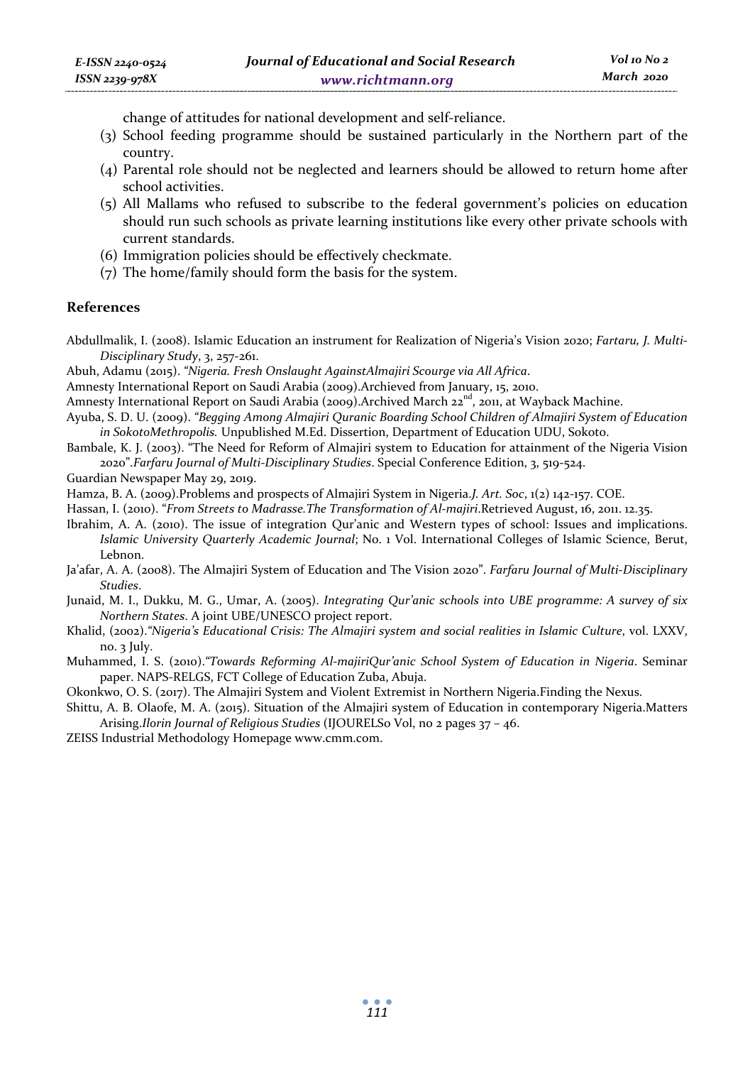change of attitudes for national development and self-reliance.

(3) School feeding programme should be sustained particularly in the Northern part of the country.

(4) Parental role should not be neglected and learners should be allowed to return home after school activities.

(5) All Mallams who refused to subscribe to the federal government's policies on education should run such schools as private learning institutions like every other private schools with current standards.

(6) Immigration policies should be effectively checkmate.

(7) The home/family should form the basis for the system.

## References

Abdullmalik, I. (2008). Islamic Education an instrument for Realization of Nigeria's Vision 2020; *Fartaru, J. Multi-Disciplinary Study*, 3, 257-261.

Abuh, Adamu (2015). *"Nigeria. Fresh Onslaught AgainstAlmajiri Scourge via All Africa*.

Amnesty International Report on Saudi Arabia (2009).Archieved from January, 15, 2010.

Amnesty International Report on Saudi Arabia (2009).Archived March 22nd, 2011, at Wayback Machine.

Ayuba, S. D. U. (2009). *"Begging Among Almajiri Quranic Boarding School Children of Almajiri System of Education in SokotoMethropolis.* Unpublished M.Ed. Dissertion, Department of Education UDU, Sokoto.

Bambale, K. J. (2003). "The Need for Reform of Almajiri system to Education for attainment of the Nigeria Vision 2020".*Farfaru Journal of Multi-Disciplinary Studies*. Special Conference Edition, 3, 519-524.

Guardian Newspaper May 29, 2019.

Hamza, B. A. (2009).Problems and prospects of Almajiri System in Nigeria.*J. Art. Soc*, 1(2) 142-157. COE.

Hassan, I. (2010). "*From Streets to Madrasse.The Transformation of Al-majiri*.Retrieved August, 16, 2011. 12.35.

Ibrahim, A. A. (2010). The issue of integration Qur'anic and Western types of school: Issues and implications. *Islamic University Quarterly Academic Journal*; No. 1 Vol. International Colleges of Islamic Science, Berut, Lebnon.

Ja'afar, A. A. (2008). The Almajiri System of Education and The Vision 2020". *Farfaru Journal of Multi-Disciplinary Studies*.

Junaid, M. I., Dukku, M. G., Umar, A. (2005). *Integrating Qur'anic schools into UBE programme: A survey of six Northern States*. A joint UBE/UNESCO project report.

Khalid, (2002).*"Nigeria's Educational Crisis: The Almajiri system and social realities in Islamic Culture*, vol. LXXV, no. 3 July.

Muhammed, I. S. (2010).*"Towards Reforming Al-majiriQur'anic School System of Education in Nigeria*. Seminar paper. NAPS-RELGS, FCT College of Education Zuba, Abuja.

Okonkwo, O. S. (2017). The Almajiri System and Violent Extremist in Northern Nigeria.Finding the Nexus.

Shittu, A. B. Olaofe, M. A. (2015). Situation of the Almajiri system of Education in contemporary Nigeria.Matters Arising.*Ilorin Journal of Religious Studies* (IJOURELSo Vol, no 2 pages 37 – 46.

ZEISS Industrial Methodology Homepage www.cmm.com.